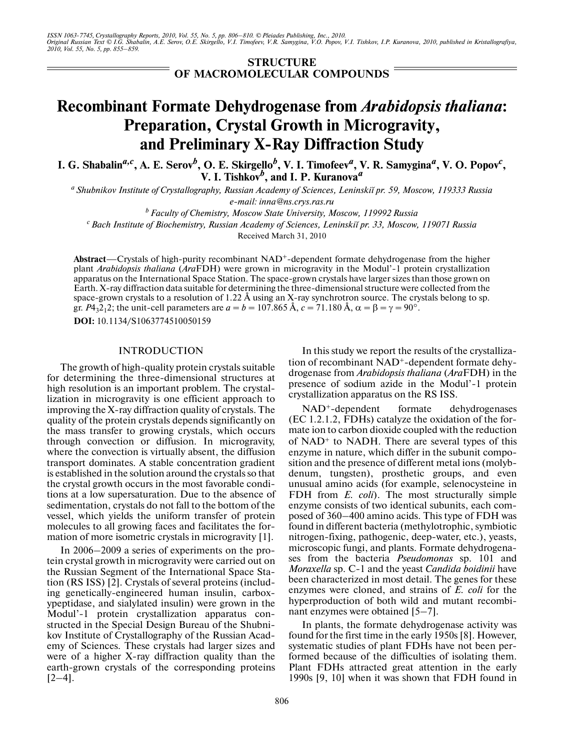ISSN 1063-7745, Crystallography Reports, 2010, Vol. 55, No. 5, pp. 806–810. © Pleiades Publishing, Inc., 2010.
Original Russian Text © I.G. Shabalin, A.E. Serov, O.E. Skirgello, V.I. Timofeev, V.R. Samygina, V.O. Popov, V.I. Tishkov, I.P. Kuranova, 2010, published in Kristallografiya, 2010, Vol. 55, No. 5, pp. 855–859.

**STRUCTURE OF MACROMOLECULAR COMPOUNDS**

# Recombinant Formate Dehydrogenase from *Arabidopsis thaliana*: Preparation, Crystal Growth in Microgravity, and Preliminary X-Ray Diffraction Study

**I. G. Shabalin[a,c], A. E. Serov[b], O. E. Skirgello[b], V. I. Timofeev[a], V. R. Samygina[a], V. O. Popov[c], V. I. Tishkov[b], and I. P. Kuranova[a]**

[a] *Shubnikov Institute of Crystallography, Russian Academy of Sciences, Leninskiĭ pr. 59, Moscow, 119333 Russia*
*e-mail: inna@ns.crys.ras.ru*

[b] *Faculty of Chemistry, Moscow State University, Moscow, 119992 Russia*

[c] *Bach Institute of Biochemistry, Russian Academy of Sciences, Leninskiĭ pr. 33, Moscow, 119071 Russia*

Received March 31, 2010

**Abstract**—Crystals of high-purity recombinant $NAD^+$-dependent formate dehydrogenase from the higher plant *Arabidopsis thaliana* (*Ara*FDH) were grown in microgravity in the Modul'-1 protein crystallization apparatus on the International Space Station. The space-grown crystals have larger sizes than those grown on Earth. X-ray diffraction data suitable for determining the three-dimensional structure were collected from the space-grown crystals to a resolution of 1.22 Å using an X-ray synchrotron source. The crystals belong to sp. gr. $P4_32_12$; the unit-cell parameters are $a = b = 107.865$ Å, $c = 71.180$ Å, $\alpha = \beta = \gamma = 90°$.

**DOI:** 10.1134/S1063774510050159

## INTRODUCTION

The growth of high-quality protein crystals suitable for determining the three-dimensional structures at high resolution is an important problem. The crystallization in microgravity is one efficient approach to improving the X-ray diffraction quality of crystals. The quality of the protein crystals depends significantly on the mass transfer to growing crystals, which occurs through convection or diffusion. In microgravity, where the convection is virtually absent, the diffusion transport dominates. A stable concentration gradient is established in the solution around the crystals so that the crystal growth occurs in the most favorable conditions at a low supersaturation. Due to the absence of sedimentation, crystals do not fall to the bottom of the vessel, which yields the uniform transfer of protein molecules to all growing faces and facilitates the formation of more isometric crystals in microgravity [1].

In 2006–2009 a series of experiments on the protein crystal growth in microgravity were carried out on the Russian Segment of the International Space Station (RS ISS) [2]. Crystals of several proteins (including genetically-engineered human insulin, carboxypeptidase, and sialylated insulin) were grown in the Modul'-1 protein crystallization apparatus constructed in the Special Design Bureau of the Shubnikov Institute of Crystallography of the Russian Academy of Sciences. These crystals had larger sizes and were of a higher X-ray diffraction quality than the earth-grown crystals of the corresponding proteins [2–4].

In this study we report the results of the crystallization of recombinant $NAD^+$-dependent formate dehydrogenase from *Arabidopsis thaliana* (*Ara*FDH) in the presence of sodium azide in the Modul'-1 protein crystallization apparatus on the RS ISS.

$NAD^+$-dependent formate dehydrogenases (EC 1.2.1.2, FDHs) catalyze the oxidation of the formate ion to carbon dioxide coupled with the reduction of $NAD^+$ to NADH. There are several types of this enzyme in nature, which differ in the subunit composition and the presence of different metal ions (molybdenum, tungsten), prosthetic groups, and even unusual amino acids (for example, selenocysteine in FDH from *E. coli*). The most structurally simple enzyme consists of two identical subunits, each composed of 360–400 amino acids. This type of FDH was found in different bacteria (methylotrophic, symbiotic nitrogen-fixing, pathogenic, deep-water, etc.), yeasts, microscopic fungi, and plants. Formate dehydrogenases from the bacteria *Pseudomonas* sp. 101 and *Moraxella* sp. C-1 and the yeast *Candida boidinii* have been characterized in most detail. The genes for these enzymes were cloned, and strains of *E. coli* for the hyperproduction of both wild and mutant recombinant enzymes were obtained [5–7].

In plants, the formate dehydrogenase activity was found for the first time in the early 1950s [8]. However, systematic studies of plant FDHs have not been performed because of the difficulties of isolating them. Plant FDHs attracted great attention in the early 1990s [9, 10] when it was shown that FDH found in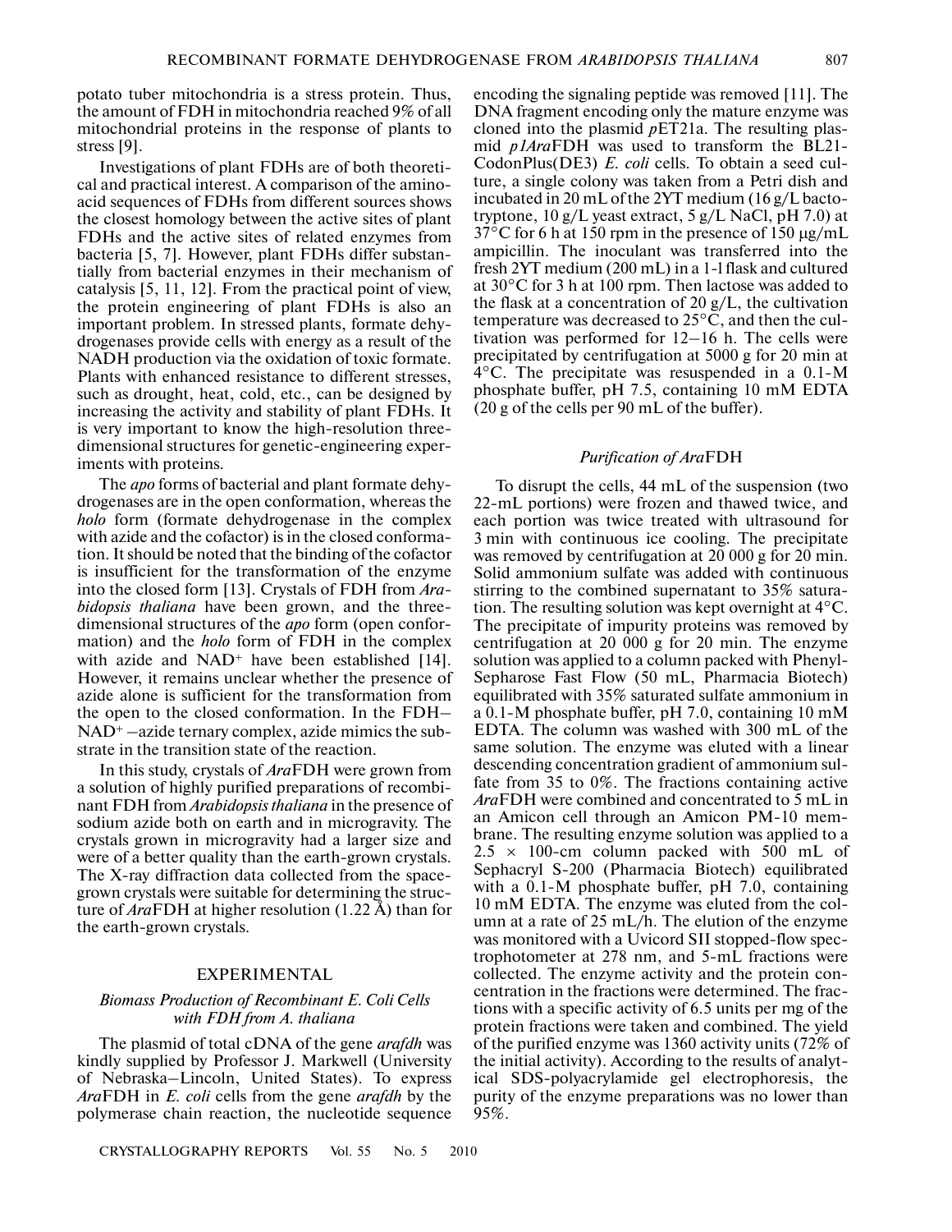potato tuber mitochondria is a stress protein. Thus, the amount of FDH in mitochondria reached 9% of all mitochondrial proteins in the response of plants to stress [9].

Investigations of plant FDHs are of both theoretical and practical interest. A comparison of the amino-acid sequences of FDHs from different sources shows the closest homology between the active sites of plant FDHs and the active sites of related enzymes from bacteria [5, 7]. However, plant FDHs differ substantially from bacterial enzymes in their mechanism of catalysis [5, 11, 12]. From the practical point of view, the protein engineering of plant FDHs is also an important problem. In stressed plants, formate dehydrogenases provide cells with energy as a result of the NADH production via the oxidation of toxic formate. Plants with enhanced resistance to different stresses, such as drought, heat, cold, etc., can be designed by increasing the activity and stability of plant FDHs. It is very important to know the high-resolution three-dimensional structures for genetic-engineering experiments with proteins.

The *apo* forms of bacterial and plant formate dehydrogenases are in the open conformation, whereas the *holo* form (formate dehydrogenase in the complex with azide and the cofactor) is in the closed conformation. It should be noted that the binding of the cofactor is insufficient for the transformation of the enzyme into the closed form [13]. Crystals of FDH from *Arabidopsis thaliana* have been grown, and the three-dimensional structures of the *apo* form (open conformation) and the *holo* form of FDH in the complex with azide and $NAD^+$ have been established [14]. However, it remains unclear whether the presence of azide alone is sufficient for the transformation from the open to the closed conformation. In the FDH–$NAD^+$–azide ternary complex, azide mimics the substrate in the transition state of the reaction.

In this study, crystals of *Ara*FDH were grown from a solution of highly purified preparations of recombinant FDH from *Arabidopsis thaliana* in the presence of sodium azide both on earth and in microgravity. The crystals grown in microgravity had a larger size and were of a better quality than the earth-grown crystals. The X-ray diffraction data collected from the space-grown crystals were suitable for determining the structure of *Ara*FDH at higher resolution (1.22 Å) than for the earth-grown crystals.

## EXPERIMENTAL

### *Biomass Production of Recombinant E. Coli Cells with FDH from A. thaliana*

The plasmid of total cDNA of the gene *arafdh* was kindly supplied by Professor J. Markwell (University of Nebraska–Lincoln, United States). To express *Ara*FDH in *E. coli* cells from the gene *arafdh* by the polymerase chain reaction, the nucleotide sequence encoding the signaling peptide was removed [11]. The DNA fragment encoding only the mature enzyme was cloned into the plasmid *p*ET21a. The resulting plasmid *p1Ara*FDH was used to transform the BL21-CodonPlus(DE3) *E. coli* cells. To obtain a seed culture, a single colony was taken from a Petri dish and incubated in 20 mL of the 2YT medium (16 g/L bactotryptone, 10 g/L yeast extract, 5 g/L NaCl, pH 7.0) at 37°C for 6 h at 150 rpm in the presence of 150 μg/mL ampicillin. The inoculant was transferred into the fresh 2YT medium (200 mL) in a 1-l flask and cultured at 30°C for 3 h at 100 rpm. Then lactose was added to the flask at a concentration of 20 g/L, the cultivation temperature was decreased to 25°C, and then the cultivation was performed for 12–16 h. The cells were precipitated by centrifugation at 5000 g for 20 min at 4°C. The precipitate was resuspended in a 0.1-M phosphate buffer, pH 7.5, containing 10 mM EDTA (20 g of the cells per 90 mL of the buffer).

### *Purification of AraFDH*

To disrupt the cells, 44 mL of the suspension (two 22-mL portions) were frozen and thawed twice, and each portion was twice treated with ultrasound for 3 min with continuous ice cooling. The precipitate was removed by centrifugation at 20 000 g for 20 min. Solid ammonium sulfate was added with continuous stirring to the combined supernatant to 35% saturation. The resulting solution was kept overnight at 4°C. The precipitate of impurity proteins was removed by centrifugation at 20 000 g for 20 min. The enzyme solution was applied to a column packed with Phenyl-Sepharose Fast Flow (50 mL, Pharmacia Biotech) equilibrated with 35% saturated sulfate ammonium in a 0.1-M phosphate buffer, pH 7.0, containing 10 mM EDTA. The column was washed with 300 mL of the same solution. The enzyme was eluted with a linear descending concentration gradient of ammonium sulfate from 35 to 0%. The fractions containing active *Ara*FDH were combined and concentrated to 5 mL in an Amicon cell through an Amicon PM-10 membrane. The resulting enzyme solution was applied to a $2.5 \times 100$-cm column packed with 500 mL of Sephacryl S-200 (Pharmacia Biotech) equilibrated with a 0.1-M phosphate buffer, pH 7.0, containing 10 mM EDTA. The enzyme was eluted from the column at a rate of 25 mL/h. The elution of the enzyme was monitored with a Uvicord SII stopped-flow spectrophotometer at 278 nm, and 5-mL fractions were collected. The enzyme activity and the protein concentration in the fractions were determined. The fractions with a specific activity of 6.5 units per mg of the protein fractions were taken and combined. The yield of the purified enzyme was 1360 activity units (72% of the initial activity). According to the results of analytical SDS-polyacrylamide gel electrophoresis, the purity of the enzyme preparations was no lower than 95%.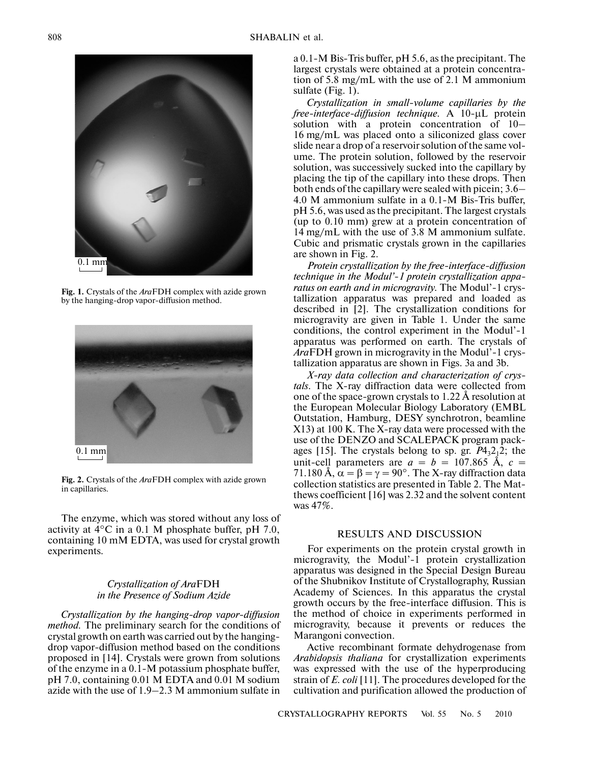Fig. 1. Crystals of the *Ara*FDH complex with azide grown by the hanging-drop vapor-diffusion method.

Fig. 2. Crystals of the *Ara*FDH complex with azide grown in capillaries.

The enzyme, which was stored without any loss of activity at 4°C in a 0.1 M phosphate buffer, pH 7.0, containing 10 mM EDTA, was used for crystal growth experiments.

### *Crystallization of Ara*FDH *in the Presence of Sodium Azide*

*Crystallization by the hanging-drop vapor-diffusion method.* The preliminary search for the conditions of crystal growth on earth was carried out by the hanging-drop vapor-diffusion method based on the conditions proposed in [14]. Crystals were grown from solutions of the enzyme in a 0.1-M potassium phosphate buffer, pH 7.0, containing 0.01 M EDTA and 0.01 M sodium azide with the use of 1.9–2.3 M ammonium sulfate in a 0.1-M Bis-Tris buffer, pH 5.6, as the precipitant. The largest crystals were obtained at a protein concentration of 5.8 mg/mL with the use of 2.1 M ammonium sulfate (Fig. 1).

*Crystallization in small-volume capillaries by the free-interface-diffusion technique.* A 10-μL protein solution with a protein concentration of 10–16 mg/mL was placed onto a siliconized glass cover slide near a drop of a reservoir solution of the same volume. The protein solution, followed by the reservoir solution, was successively sucked into the capillary by placing the tip of the capillary into these drops. Then both ends of the capillary were sealed with picein; 3.6–4.0 M ammonium sulfate in a 0.1-M Bis-Tris buffer, pH 5.6, was used as the precipitant. The largest crystals (up to 0.10 mm) grew at a protein concentration of 14 mg/mL with the use of 3.8 M ammonium sulfate. Cubic and prismatic crystals grown in the capillaries are shown in Fig. 2.

*Protein crystallization by the free-interface-diffusion technique in the Modul'-1 protein crystallization apparatus on earth and in microgravity.* The Modul'-1 crystallization apparatus was prepared and loaded as described in [2]. The crystallization conditions for microgravity are given in Table 1. Under the same conditions, the control experiment in the Modul'-1 apparatus was performed on earth. The crystals of *Ara*FDH grown in microgravity in the Modul'-1 crystallization apparatus are shown in Figs. 3a and 3b.

*X-ray data collection and characterization of crystals.* The X-ray diffraction data were collected from one of the space-grown crystals to 1.22 Å resolution at the European Molecular Biology Laboratory (EMBL Outstation, Hamburg, DESY synchrotron, beamline X13) at 100 K. The X-ray data were processed with the use of the DENZO and SCALEPACK program packages [15]. The crystals belong to sp. gr. $P4_32_12$; the unit-cell parameters are $a = b = 107.865$ Å, $c = 71.180$ Å, $\alpha = \beta = \gamma = 90°$. The X-ray diffraction data collection statistics are presented in Table 2. The Matthews coefficient [16] was 2.32 and the solvent content was 47%.

## RESULTS AND DISCUSSION

For experiments on the protein crystal growth in microgravity, the Modul'-1 protein crystallization apparatus was designed in the Special Design Bureau of the Shubnikov Institute of Crystallography, Russian Academy of Sciences. In this apparatus the crystal growth occurs by the free-interface diffusion. This is the method of choice in experiments performed in microgravity, because it prevents or reduces the Marangoni convection.

Active recombinant formate dehydrogenase from *Arabidopsis thaliana* for crystallization experiments was expressed with the use of the hyperproducing strain of *E. coli* [11]. The procedures developed for the cultivation and purification allowed the production of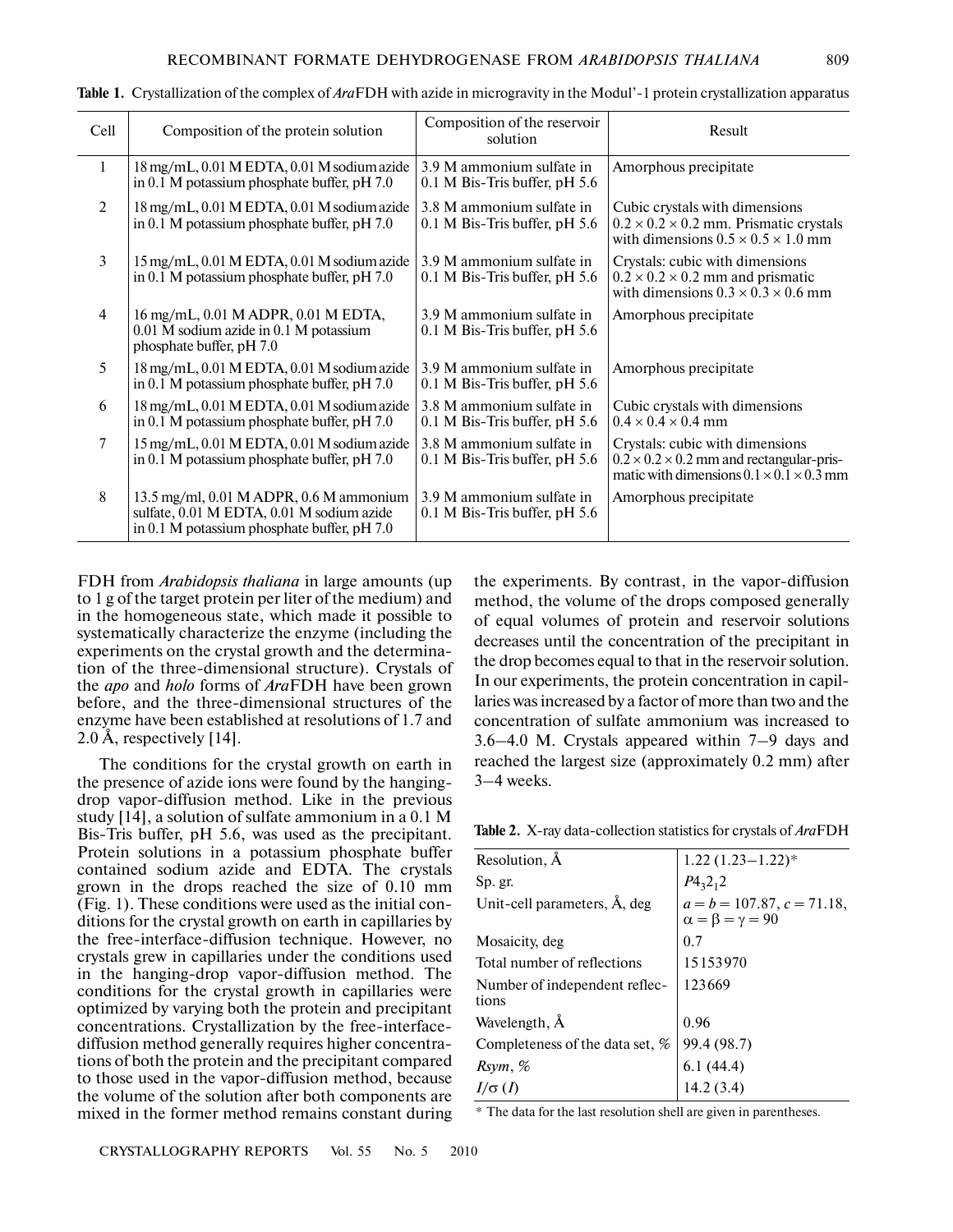**Table 1.** Crystallization of the complex of *Ara*FDH with azide in microgravity in the Modul'-1 protein crystallization apparatus

| Cell | Composition of the protein solution | Composition of the reservoir solution | Result |
|---|---|---|---|
| 1 | 18 mg/mL, 0.01 M EDTA, 0.01 M sodium azide in 0.1 M potassium phosphate buffer, pH 7.0 | 3.9 M ammonium sulfate in 0.1 M Bis-Tris buffer, pH 5.6 | Amorphous precipitate |
| 2 | 18 mg/mL, 0.01 M EDTA, 0.01 M sodium azide in 0.1 M potassium phosphate buffer, pH 7.0 | 3.8 M ammonium sulfate in 0.1 M Bis-Tris buffer, pH 5.6 | Cubic crystals with dimensions $0.2 \times 0.2 \times 0.2$ mm. Prismatic crystals with dimensions $0.5 \times 0.5 \times 1.0$ mm |
| 3 | 15 mg/mL, 0.01 M EDTA, 0.01 M sodium azide in 0.1 M potassium phosphate buffer, pH 7.0 | 3.9 M ammonium sulfate in 0.1 M Bis-Tris buffer, pH 5.6 | Crystals: cubic with dimensions $0.2 \times 0.2 \times 0.2$ mm and prismatic with dimensions $0.3 \times 0.3 \times 0.6$ mm |
| 4 | 16 mg/mL, 0.01 M ADPR, 0.01 M EDTA, 0.01 M sodium azide in 0.1 M potassium phosphate buffer, pH 7.0 | 3.9 M ammonium sulfate in 0.1 M Bis-Tris buffer, pH 5.6 | Amorphous precipitate |
| 5 | 18 mg/mL, 0.01 M EDTA, 0.01 M sodium azide in 0.1 M potassium phosphate buffer, pH 7.0 | 3.9 M ammonium sulfate in 0.1 M Bis-Tris buffer, pH 5.6 | Amorphous precipitate |
| 6 | 18 mg/mL, 0.01 M EDTA, 0.01 M sodium azide in 0.1 M potassium phosphate buffer, pH 7.0 | 3.8 M ammonium sulfate in 0.1 M Bis-Tris buffer, pH 5.6 | Cubic crystals with dimensions $0.4 \times 0.4 \times 0.4$ mm |
| 7 | 15 mg/mL, 0.01 M EDTA, 0.01 M sodium azide in 0.1 M potassium phosphate buffer, pH 7.0 | 3.8 M ammonium sulfate in 0.1 M Bis-Tris buffer, pH 5.6 | Crystals: cubic with dimensions $0.2 \times 0.2 \times 0.2$ mm and rectangular-prismatic with dimensions $0.1 \times 0.1 \times 0.3$ mm |
| 8 | 13.5 mg/ml, 0.01 M ADPR, 0.6 M ammonium sulfate, 0.01 M EDTA, 0.01 M sodium azide in 0.1 M potassium phosphate buffer, pH 7.0 | 3.9 M ammonium sulfate in 0.1 M Bis-Tris buffer, pH 5.6 | Amorphous precipitate |

FDH from *Arabidopsis thaliana* in large amounts (up to 1 g of the target protein per liter of the medium) and in the homogeneous state, which made it possible to systematically characterize the enzyme (including the experiments on the crystal growth and the determination of the three-dimensional structure). Crystals of the *apo* and *holo* forms of *Ara*FDH have been grown before, and the three-dimensional structures of the enzyme have been established at resolutions of 1.7 and 2.0 Å, respectively [14].

The conditions for the crystal growth on earth in the presence of azide ions were found by the hanging-drop vapor-diffusion method. Like in the previous study [14], a solution of sulfate ammonium in a 0.1 M Bis-Tris buffer, pH 5.6, was used as the precipitant. Protein solutions in a potassium phosphate buffer contained sodium azide and EDTA. The crystals grown in the drops reached the size of 0.10 mm (Fig. 1). These conditions were used as the initial conditions for the crystal growth on earth in capillaries by the free-interface-diffusion technique. However, no crystals grew in capillaries under the conditions used in the hanging-drop vapor-diffusion method. The conditions for the crystal growth in capillaries were optimized by varying both the protein and precipitant concentrations. Crystallization by the free-interface-diffusion method generally requires higher concentrations of both the protein and the precipitant compared to those used in the vapor-diffusion method, because the volume of the solution after both components are mixed in the former method remains constant during the experiments. By contrast, in the vapor-diffusion method, the volume of the drops composed generally of equal volumes of protein and reservoir solutions decreases until the concentration of the precipitant in the drop becomes equal to that in the reservoir solution. In our experiments, the protein concentration in capillaries was increased by a factor of more than two and the concentration of sulfate ammonium was increased to 3.6–4.0 M. Crystals appeared within 7–9 days and reached the largest size (approximately 0.2 mm) after 3–4 weeks.

**Table 2.** X-ray data-collection statistics for crystals of *Ara*FDH

| | |
|---|---|
| Resolution, Å | 1.22 (1.23–1.22)* |
| Sp. gr. | $P4_32_12$ |
| Unit-cell parameters, Å, deg | $a = b = 107.87$, $c = 71.18$, $\alpha = \beta = \gamma = 90$ |
| Mosaicity, deg | 0.7 |
| Total number of reflections | 15153970 |
| Number of independent reflections | 123669 |
| Wavelength, Å | 0.96 |
| Completeness of the data set, % | 99.4 (98.7) |
| *Rsym*, % | 6.1 (44.4) |
| $I/\sigma(I)$ | 14.2 (3.4) |

\* The data for the last resolution shell are given in parentheses.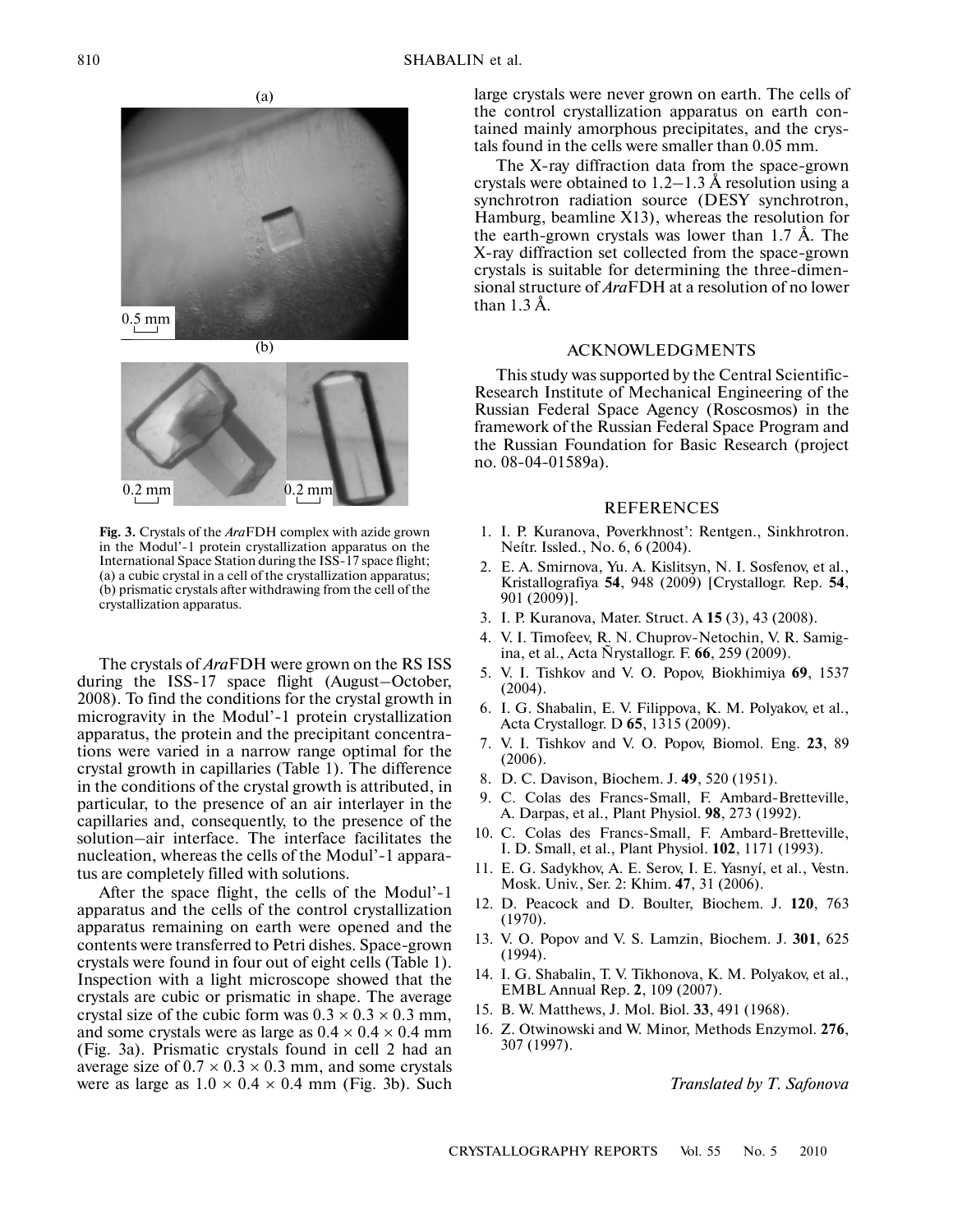(a)

0.5 mm

(b)

0.2 mm

0.2 mm

**Fig. 3.** Crystals of the *Ara*FDH complex with azide grown in the Modul'-1 protein crystallization apparatus on the International Space Station during the ISS-17 space flight; (a) a cubic crystal in a cell of the crystallization apparatus; (b) prismatic crystals after withdrawing from the cell of the crystallization apparatus.

The crystals of *Ara*FDH were grown on the RS ISS during the ISS-17 space flight (August–October, 2008). To find the conditions for the crystal growth in microgravity in the Modul'-1 protein crystallization apparatus, the protein and the precipitant concentrations were varied in a narrow range optimal for the crystal growth in capillaries (Table 1). The difference in the conditions of the crystal growth is attributed, in particular, to the presence of an air interlayer in the capillaries and, consequently, to the presence of the solution–air interface. The interface facilitates the nucleation, whereas the cells of the Modul'-1 apparatus are completely filled with solutions.

After the space flight, the cells of the Modul'-1 apparatus and the cells of the control crystallization apparatus remaining on earth were opened and the contents were transferred to Petri dishes. Space-grown crystals were found in four out of eight cells (Table 1). Inspection with a light microscope showed that the crystals are cubic or prismatic in shape. The average crystal size of the cubic form was $0.3 \times 0.3 \times 0.3$ mm, and some crystals were as large as $0.4 \times 0.4 \times 0.4$ mm (Fig. 3a). Prismatic crystals found in cell 2 had an average size of $0.7 \times 0.3 \times 0.3$ mm, and some crystals were as large as $1.0 \times 0.4 \times 0.4$ mm (Fig. 3b). Such large crystals were never grown on earth. The cells of the control crystallization apparatus on earth contained mainly amorphous precipitates, and the crystals found in the cells were smaller than 0.05 mm.

The X-ray diffraction data from the space-grown crystals were obtained to 1.2–1.3 Å resolution using a synchrotron radiation source (DESY synchrotron, Hamburg, beamline X13), whereas the resolution for the earth-grown crystals was lower than 1.7 Å. The X-ray diffraction set collected from the space-grown crystals is suitable for determining the three-dimensional structure of *Ara*FDH at a resolution of no lower than 1.3 Å.

## ACKNOWLEDGMENTS

This study was supported by the Central Scientific-Research Institute of Mechanical Engineering of the Russian Federal Space Agency (Roscosmos) in the framework of the Russian Federal Space Program and the Russian Foundation for Basic Research (project no. 08-04-01589a).

## REFERENCES

1. I. P. Kuranova, Poverkhnost': Rentgen., Sinkhrotron. Neítr. Issled., No. 6, 6 (2004).
2. E. A. Smirnova, Yu. A. Kislitsyn, N. I. Sosfenov, et al., Kristallografiya **54**, 948 (2009) [Crystallogr. Rep. **54**, 901 (2009)].
3. I. P. Kuranova, Mater. Struct. A **15** (3), 43 (2008).
4. V. I. Timofeev, R. N. Chuprov-Netochin, V. R. Samigina, et al., Acta Ñrystallogr. F. **66**, 259 (2009).
5. V. I. Tishkov and V. O. Popov, Biokhimiya **69**, 1537 (2004).
6. I. G. Shabalin, E. V. Filippova, K. M. Polyakov, et al., Acta Crystallogr. D **65**, 1315 (2009).
7. V. I. Tishkov and V. O. Popov, Biomol. Eng. **23**, 89 (2006).
8. D. C. Davison, Biochem. J. **49**, 520 (1951).
9. C. Colas des Francs-Small, F. Ambard-Bretteville, A. Darpas, et al., Plant Physiol. **98**, 273 (1992).
10. C. Colas des Francs-Small, F. Ambard-Bretteville, I. D. Small, et al., Plant Physiol. **102**, 1171 (1993).
11. E. G. Sadykhov, A. E. Serov, I. E. Yasnyí, et al., Vestn. Mosk. Univ., Ser. 2: Khim. **47**, 31 (2006).
12. D. Peacock and D. Boulter, Biochem. J. **120**, 763 (1970).
13. V. O. Popov and V. S. Lamzin, Biochem. J. **301**, 625 (1994).
14. I. G. Shabalin, T. V. Tikhonova, K. M. Polyakov, et al., EMBL Annual Rep. **2**, 109 (2007).
15. B. W. Matthews, J. Mol. Biol. **33**, 491 (1968).
16. Z. Otwinowski and W. Minor, Methods Enzymol. **276**, 307 (1997).

*Translated by T. Safonova*